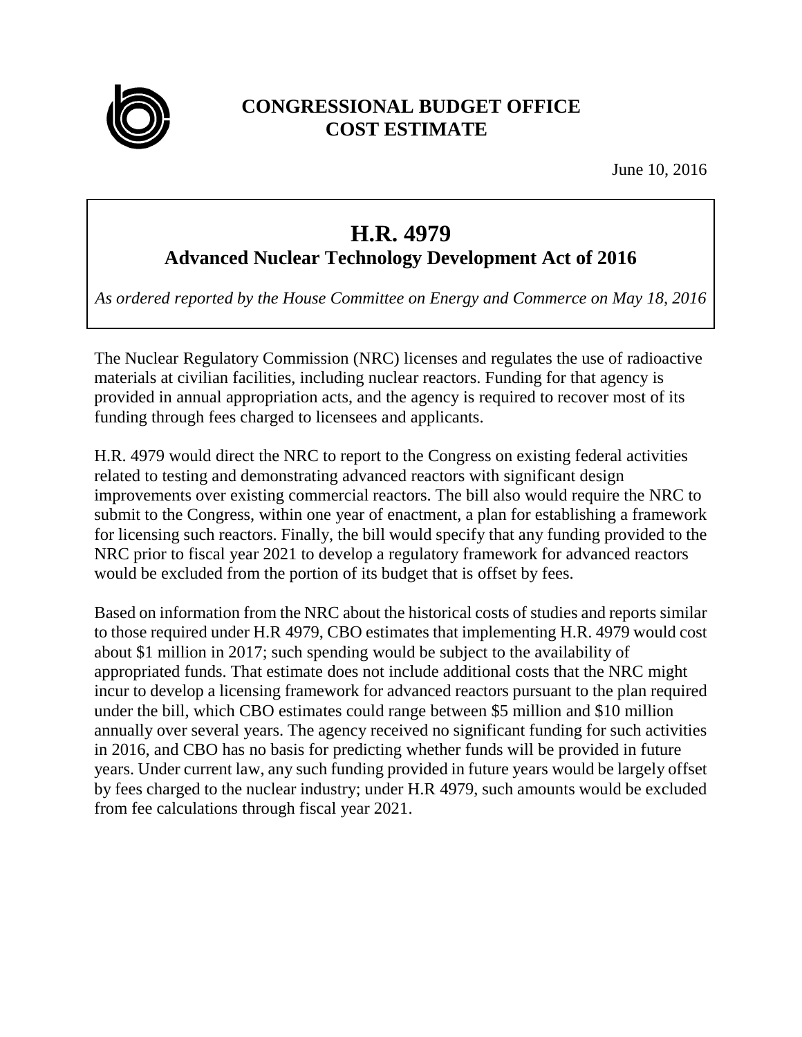**CONGRESSIONAL BUDGET OFFICE**
**COST ESTIMATE**

June 10, 2016

# H.R. 4979
## Advanced Nuclear Technology Development Act of 2016

*As ordered reported by the House Committee on Energy and Commerce on May 18, 2016*

The Nuclear Regulatory Commission (NRC) licenses and regulates the use of radioactive materials at civilian facilities, including nuclear reactors. Funding for that agency is provided in annual appropriation acts, and the agency is required to recover most of its funding through fees charged to licensees and applicants.

H.R. 4979 would direct the NRC to report to the Congress on existing federal activities related to testing and demonstrating advanced reactors with significant design improvements over existing commercial reactors. The bill also would require the NRC to submit to the Congress, within one year of enactment, a plan for establishing a framework for licensing such reactors. Finally, the bill would specify that any funding provided to the NRC prior to fiscal year 2021 to develop a regulatory framework for advanced reactors would be excluded from the portion of its budget that is offset by fees.

Based on information from the NRC about the historical costs of studies and reports similar to those required under H.R 4979, CBO estimates that implementing H.R. 4979 would cost about $1 million in 2017; such spending would be subject to the availability of appropriated funds. That estimate does not include additional costs that the NRC might incur to develop a licensing framework for advanced reactors pursuant to the plan required under the bill, which CBO estimates could range between $5 million and $10 million annually over several years. The agency received no significant funding for such activities in 2016, and CBO has no basis for predicting whether funds will be provided in future years. Under current law, any such funding provided in future years would be largely offset by fees charged to the nuclear industry; under H.R 4979, such amounts would be excluded from fee calculations through fiscal year 2021.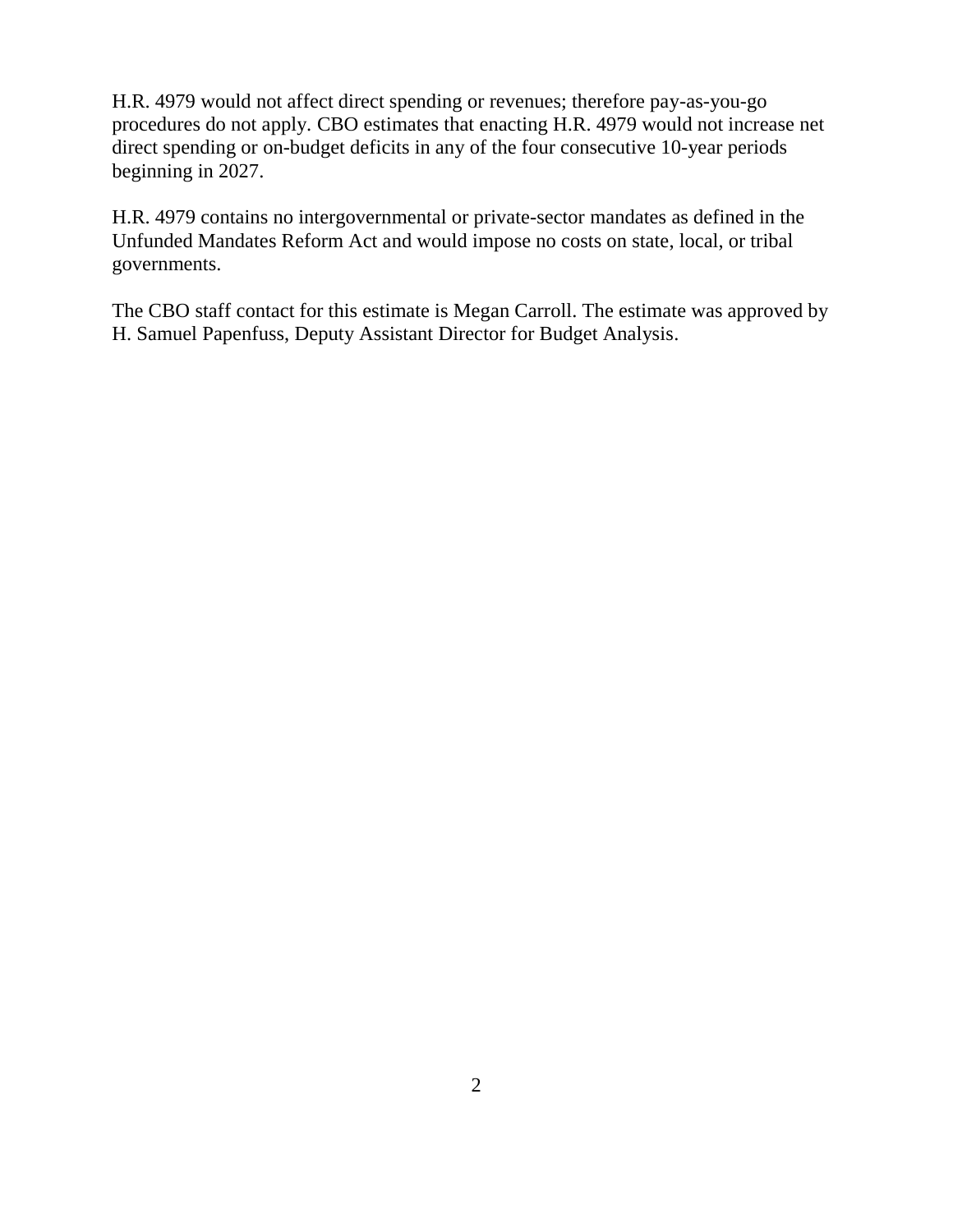H.R. 4979 would not affect direct spending or revenues; therefore pay-as-you-go procedures do not apply. CBO estimates that enacting H.R. 4979 would not increase net direct spending or on-budget deficits in any of the four consecutive 10-year periods beginning in 2027.

H.R. 4979 contains no intergovernmental or private-sector mandates as defined in the Unfunded Mandates Reform Act and would impose no costs on state, local, or tribal governments.

The CBO staff contact for this estimate is Megan Carroll. The estimate was approved by H. Samuel Papenfuss, Deputy Assistant Director for Budget Analysis.